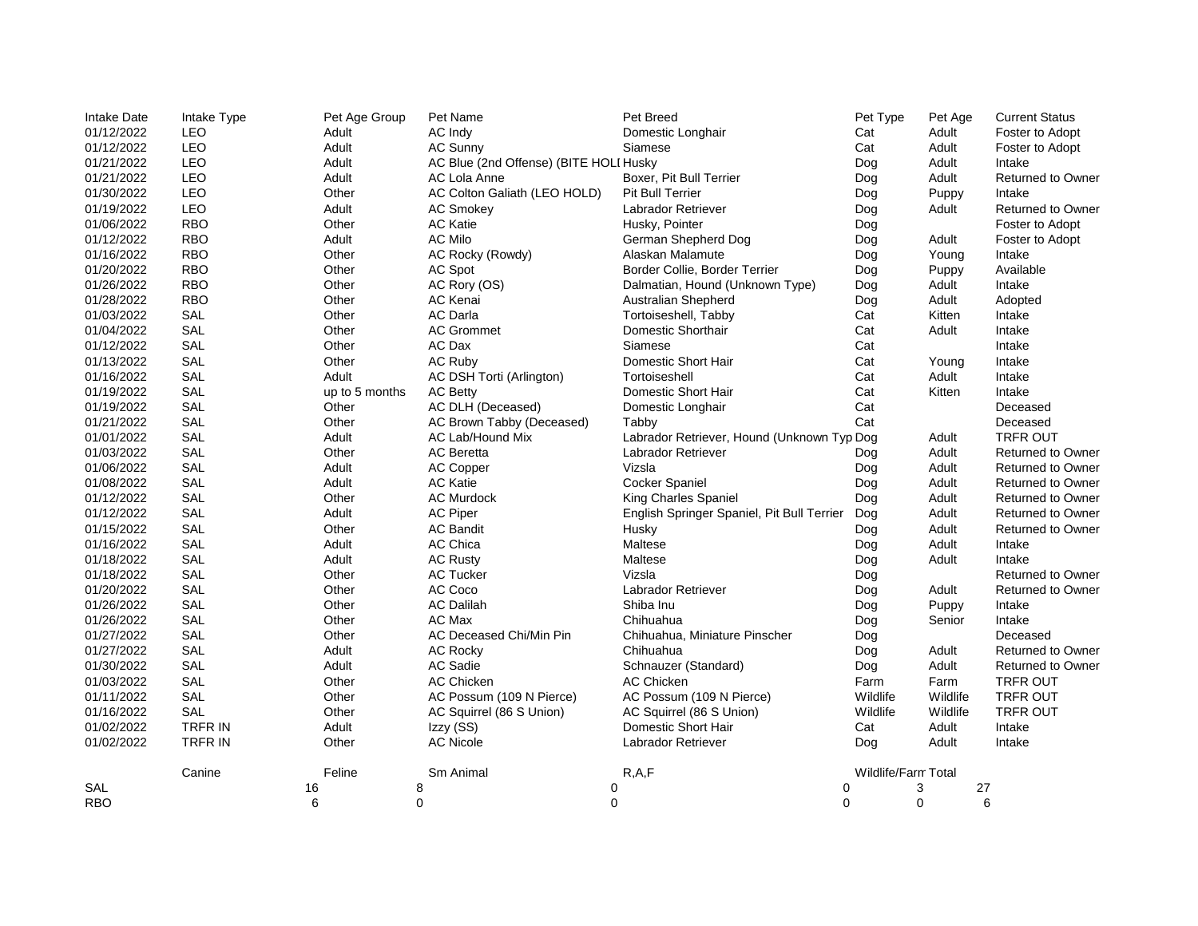| Intake Date | Intake Type | Pet Age Group | Pet Name | Pet Breed | Pet Type | Pet Age | Current Status |
|---|---|---|---|---|---|---|---|
| 01/12/2022 | LEO | Adult | AC Indy | Domestic Longhair | Cat | Adult | Foster to Adopt |
| 01/12/2022 | LEO | Adult | AC Sunny | Siamese | Cat | Adult | Foster to Adopt |
| 01/21/2022 | LEO | Adult | AC Blue (2nd Offense) (BITE HOLI | Husky | Dog | Adult | Intake |
| 01/21/2022 | LEO | Adult | AC Lola Anne | Boxer, Pit Bull Terrier | Dog | Adult | Returned to Owner |
| 01/30/2022 | LEO | Other | AC Colton Galiath (LEO HOLD) | Pit Bull Terrier | Dog | Puppy | Intake |
| 01/19/2022 | LEO | Adult | AC Smokey | Labrador Retriever | Dog | Adult | Returned to Owner |
| 01/06/2022 | RBO | Other | AC Katie | Husky, Pointer | Dog | | Foster to Adopt |
| 01/12/2022 | RBO | Adult | AC Milo | German Shepherd Dog | Dog | Adult | Foster to Adopt |
| 01/16/2022 | RBO | Other | AC Rocky (Rowdy) | Alaskan Malamute | Dog | Young | Intake |
| 01/20/2022 | RBO | Other | AC Spot | Border Collie, Border Terrier | Dog | Puppy | Available |
| 01/26/2022 | RBO | Other | AC Rory (OS) | Dalmatian, Hound (Unknown Type) | Dog | Adult | Intake |
| 01/28/2022 | RBO | Other | AC Kenai | Australian Shepherd | Dog | Adult | Adopted |
| 01/03/2022 | SAL | Other | AC Darla | Tortoiseshell, Tabby | Cat | Kitten | Intake |
| 01/04/2022 | SAL | Other | AC Grommet | Domestic Shorthair | Cat | Adult | Intake |
| 01/12/2022 | SAL | Other | AC Dax | Siamese | Cat | | Intake |
| 01/13/2022 | SAL | Other | AC Ruby | Domestic Short Hair | Cat | Young | Intake |
| 01/16/2022 | SAL | Adult | AC DSH Torti (Arlington) | Tortoiseshell | Cat | Adult | Intake |
| 01/19/2022 | SAL | up to 5 months | AC Betty | Domestic Short Hair | Cat | Kitten | Intake |
| 01/19/2022 | SAL | Other | AC DLH (Deceased) | Domestic Longhair | Cat | | Deceased |
| 01/21/2022 | SAL | Other | AC Brown Tabby (Deceased) | Tabby | Cat | | Deceased |
| 01/01/2022 | SAL | Adult | AC Lab/Hound Mix | Labrador Retriever, Hound (Unknown Typ | Dog | Adult | TRFR OUT |
| 01/03/2022 | SAL | Other | AC Beretta | Labrador Retriever | Dog | Adult | Returned to Owner |
| 01/06/2022 | SAL | Adult | AC Copper | Vizsla | Dog | Adult | Returned to Owner |
| 01/08/2022 | SAL | Adult | AC Katie | Cocker Spaniel | Dog | Adult | Returned to Owner |
| 01/12/2022 | SAL | Other | AC Murdock | King Charles Spaniel | Dog | Adult | Returned to Owner |
| 01/12/2022 | SAL | Adult | AC Piper | English Springer Spaniel, Pit Bull Terrier | Dog | Adult | Returned to Owner |
| 01/15/2022 | SAL | Other | AC Bandit | Husky | Dog | Adult | Returned to Owner |
| 01/16/2022 | SAL | Adult | AC Chica | Maltese | Dog | Adult | Intake |
| 01/18/2022 | SAL | Adult | AC Rusty | Maltese | Dog | Adult | Intake |
| 01/18/2022 | SAL | Other | AC Tucker | Vizsla | Dog | | Returned to Owner |
| 01/20/2022 | SAL | Other | AC Coco | Labrador Retriever | Dog | Adult | Returned to Owner |
| 01/26/2022 | SAL | Other | AC Dalilah | Shiba Inu | Dog | Puppy | Intake |
| 01/26/2022 | SAL | Other | AC Max | Chihuahua | Dog | Senior | Intake |
| 01/27/2022 | SAL | Other | AC Deceased Chi/Min Pin | Chihuahua, Miniature Pinscher | Dog | | Deceased |
| 01/27/2022 | SAL | Adult | AC Rocky | Chihuahua | Dog | Adult | Returned to Owner |
| 01/30/2022 | SAL | Adult | AC Sadie | Schnauzer (Standard) | Dog | Adult | Returned to Owner |
| 01/03/2022 | SAL | Other | AC Chicken | AC Chicken | Farm | Farm | TRFR OUT |
| 01/11/2022 | SAL | Other | AC Possum (109 N Pierce) | AC Possum (109 N Pierce) | Wildlife | Wildlife | TRFR OUT |
| 01/16/2022 | SAL | Other | AC Squirrel (86 S Union) | AC Squirrel (86 S Union) | Wildlife | Wildlife | TRFR OUT |
| 01/02/2022 | TRFR IN | Adult | Izzy (SS) | Domestic Short Hair | Cat | Adult | Intake |
| 01/02/2022 | TRFR IN | Other | AC Nicole | Labrador Retriever | Dog | Adult | Intake |

| | Canine | Feline | Sm Animal | R,A,F | Wildlife/Farm | Total |
|---|---|---|---|---|---|---|
| SAL | 16 | 8 | 0 | 0 | 3 | 27 |
| RBO | 6 | 0 | 0 | 0 | 0 | 6 |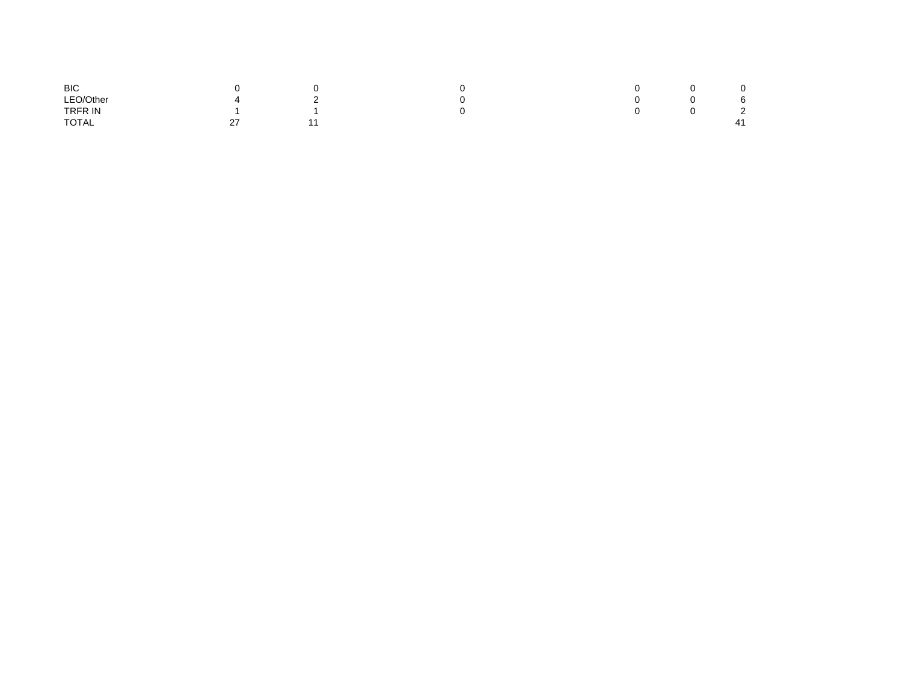| | | | | | | |
|---|---|---|---|---|---|---|
| BIC | 0 | 0 | 0 | 0 | 0 | 0 |
| LEO/Other | 4 | 2 | 0 | 0 | 0 | 6 |
| TRFR IN | 1 | 1 | 0 | 0 | 0 | 2 |
| TOTAL | 27 | 11 | | | | 41 |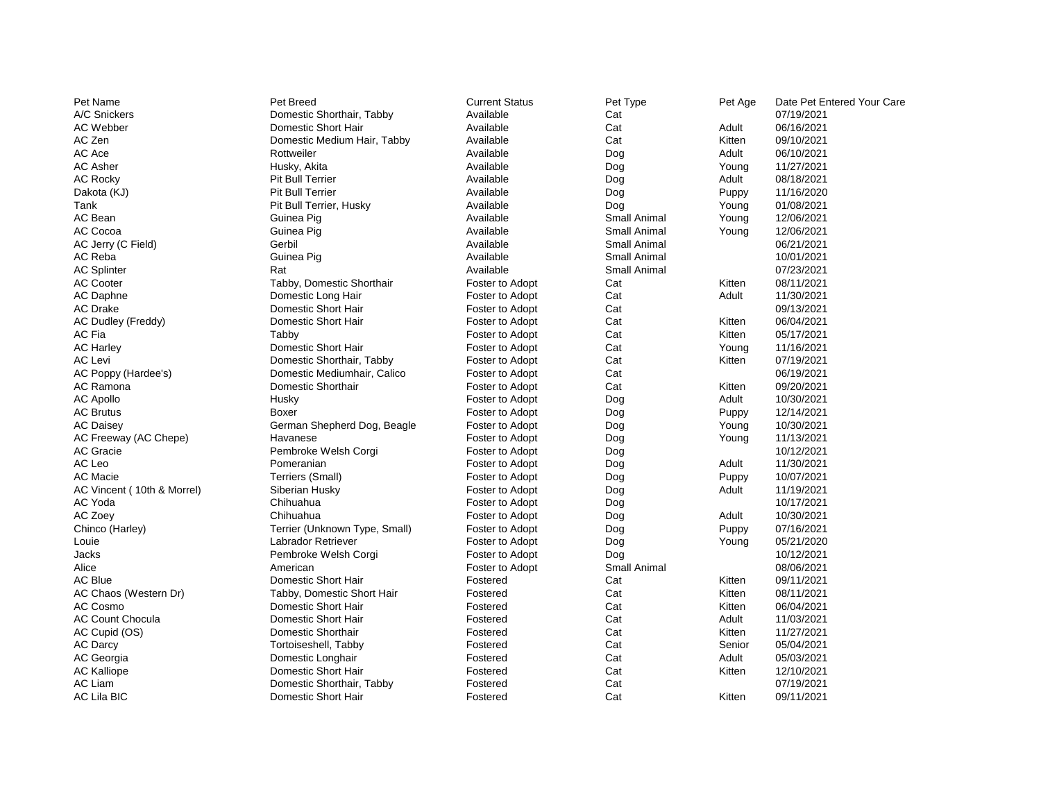| Pet Name | Pet Breed | Current Status | Pet Type | Pet Age | Date Pet Entered Your Care |
| --- | --- | --- | --- | --- | --- |
| A/C Snickers | Domestic Shorthair, Tabby | Available | Cat | | 07/19/2021 |
| AC Webber | Domestic Short Hair | Available | Cat | Adult | 06/16/2021 |
| AC Zen | Domestic Medium Hair, Tabby | Available | Cat | Kitten | 09/10/2021 |
| AC Ace | Rottweiler | Available | Dog | Adult | 06/10/2021 |
| AC Asher | Husky, Akita | Available | Dog | Young | 11/27/2021 |
| AC Rocky | Pit Bull Terrier | Available | Dog | Adult | 08/18/2021 |
| Dakota (KJ) | Pit Bull Terrier | Available | Dog | Puppy | 11/16/2020 |
| Tank | Pit Bull Terrier, Husky | Available | Dog | Young | 01/08/2021 |
| AC Bean | Guinea Pig | Available | Small Animal | Young | 12/06/2021 |
| AC Cocoa | Guinea Pig | Available | Small Animal | Young | 12/06/2021 |
| AC Jerry (C Field) | Gerbil | Available | Small Animal | | 06/21/2021 |
| AC Reba | Guinea Pig | Available | Small Animal | | 10/01/2021 |
| AC Splinter | Rat | Available | Small Animal | | 07/23/2021 |
| AC Cooter | Tabby, Domestic Shorthair | Foster to Adopt | Cat | Kitten | 08/11/2021 |
| AC Daphne | Domestic Long Hair | Foster to Adopt | Cat | Adult | 11/30/2021 |
| AC Drake | Domestic Short Hair | Foster to Adopt | Cat | | 09/13/2021 |
| AC Dudley (Freddy) | Domestic Short Hair | Foster to Adopt | Cat | Kitten | 06/04/2021 |
| AC Fia | Tabby | Foster to Adopt | Cat | Kitten | 05/17/2021 |
| AC Harley | Domestic Short Hair | Foster to Adopt | Cat | Young | 11/16/2021 |
| AC Levi | Domestic Shorthair, Tabby | Foster to Adopt | Cat | Kitten | 07/19/2021 |
| AC Poppy (Hardee's) | Domestic Mediumhair, Calico | Foster to Adopt | Cat | | 06/19/2021 |
| AC Ramona | Domestic Shorthair | Foster to Adopt | Cat | Kitten | 09/20/2021 |
| AC Apollo | Husky | Foster to Adopt | Dog | Adult | 10/30/2021 |
| AC Brutus | Boxer | Foster to Adopt | Dog | Puppy | 12/14/2021 |
| AC Daisey | German Shepherd Dog, Beagle | Foster to Adopt | Dog | Young | 10/30/2021 |
| AC Freeway (AC Chepe) | Havanese | Foster to Adopt | Dog | Young | 11/13/2021 |
| AC Gracie | Pembroke Welsh Corgi | Foster to Adopt | Dog | | 10/12/2021 |
| AC Leo | Pomeranian | Foster to Adopt | Dog | Adult | 11/30/2021 |
| AC Macie | Terriers (Small) | Foster to Adopt | Dog | Puppy | 10/07/2021 |
| AC Vincent ( 10th & Morrel) | Siberian Husky | Foster to Adopt | Dog | Adult | 11/19/2021 |
| AC Yoda | Chihuahua | Foster to Adopt | Dog | | 10/17/2021 |
| AC Zoey | Chihuahua | Foster to Adopt | Dog | Adult | 10/30/2021 |
| Chinco (Harley) | Terrier (Unknown Type, Small) | Foster to Adopt | Dog | Puppy | 07/16/2021 |
| Louie | Labrador Retriever | Foster to Adopt | Dog | Young | 05/21/2020 |
| Jacks | Pembroke Welsh Corgi | Foster to Adopt | Dog | | 10/12/2021 |
| Alice | American | Foster to Adopt | Small Animal | | 08/06/2021 |
| AC Blue | Domestic Short Hair | Fostered | Cat | Kitten | 09/11/2021 |
| AC Chaos (Western Dr) | Tabby, Domestic Short Hair | Fostered | Cat | Kitten | 08/11/2021 |
| AC Cosmo | Domestic Short Hair | Fostered | Cat | Kitten | 06/04/2021 |
| AC Count Chocula | Domestic Short Hair | Fostered | Cat | Adult | 11/03/2021 |
| AC Cupid (OS) | Domestic Shorthair | Fostered | Cat | Kitten | 11/27/2021 |
| AC Darcy | Tortoiseshell, Tabby | Fostered | Cat | Senior | 05/04/2021 |
| AC Georgia | Domestic Longhair | Fostered | Cat | Adult | 05/03/2021 |
| AC Kalliope | Domestic Short Hair | Fostered | Cat | Kitten | 12/10/2021 |
| AC Liam | Domestic Shorthair, Tabby | Fostered | Cat | | 07/19/2021 |
| AC Lila BIC | Domestic Short Hair | Fostered | Cat | Kitten | 09/11/2021 |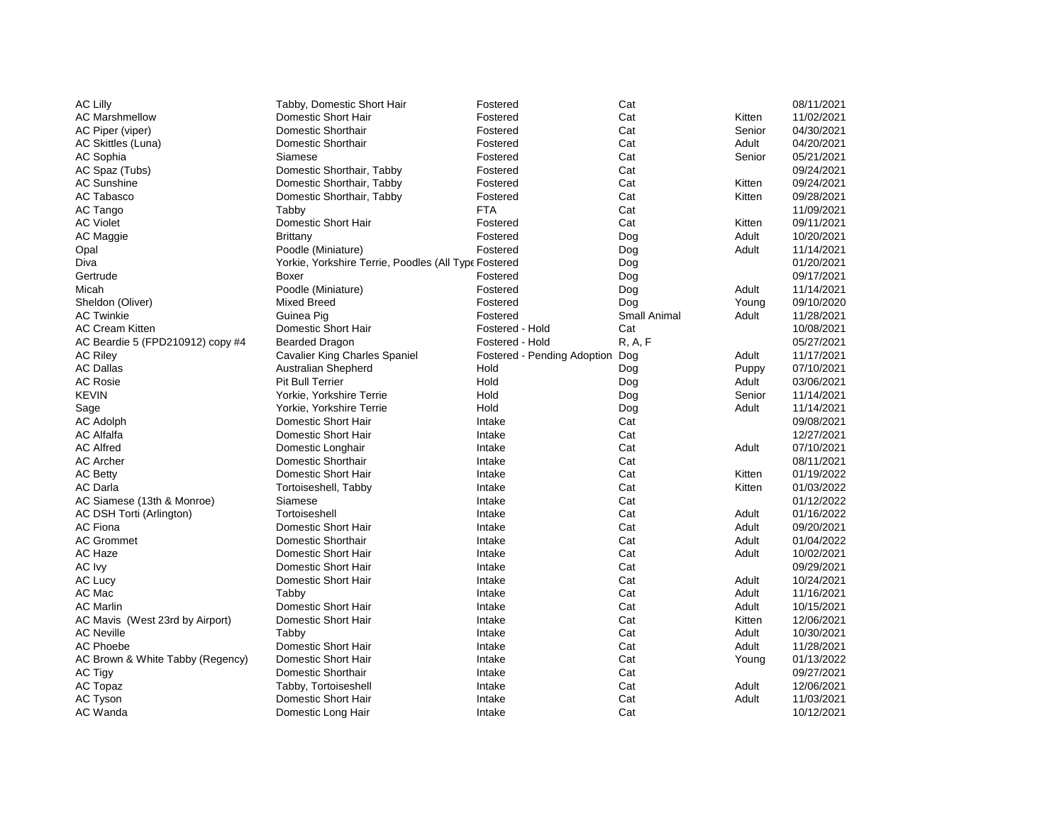| | | | | | |
|---|---|---|---|---|---|
| AC Lilly | Tabby, Domestic Short Hair | Fostered | Cat | | 08/11/2021 |
| AC Marshmellow | Domestic Short Hair | Fostered | Cat | Kitten | 11/02/2021 |
| AC Piper (viper) | Domestic Shorthair | Fostered | Cat | Senior | 04/30/2021 |
| AC Skittles (Luna) | Domestic Shorthair | Fostered | Cat | Adult | 04/20/2021 |
| AC Sophia | Siamese | Fostered | Cat | Senior | 05/21/2021 |
| AC Spaz (Tubs) | Domestic Shorthair, Tabby | Fostered | Cat | | 09/24/2021 |
| AC Sunshine | Domestic Shorthair, Tabby | Fostered | Cat | Kitten | 09/24/2021 |
| AC Tabasco | Domestic Shorthair, Tabby | Fostered | Cat | Kitten | 09/28/2021 |
| AC Tango | Tabby | FTA | Cat | | 11/09/2021 |
| AC Violet | Domestic Short Hair | Fostered | Cat | Kitten | 09/11/2021 |
| AC Maggie | Brittany | Fostered | Dog | Adult | 10/20/2021 |
| Opal | Poodle (Miniature) | Fostered | Dog | Adult | 11/14/2021 |
| Diva | Yorkie, Yorkshire Terrie, Poodles (All Type | Fostered | Dog | | 01/20/2021 |
| Gertrude | Boxer | Fostered | Dog | | 09/17/2021 |
| Micah | Poodle (Miniature) | Fostered | Dog | Adult | 11/14/2021 |
| Sheldon (Oliver) | Mixed Breed | Fostered | Dog | Young | 09/10/2020 |
| AC Twinkie | Guinea Pig | Fostered | Small Animal | Adult | 11/28/2021 |
| AC Cream Kitten | Domestic Short Hair | Fostered - Hold | Cat | | 10/08/2021 |
| AC Beardie 5 (FPD210912) copy #4 | Bearded Dragon | Fostered - Hold | R, A, F | | 05/27/2021 |
| AC Riley | Cavalier King Charles Spaniel | Fostered - Pending Adoption | Dog | Adult | 11/17/2021 |
| AC Dallas | Australian Shepherd | Hold | Dog | Puppy | 07/10/2021 |
| AC Rosie | Pit Bull Terrier | Hold | Dog | Adult | 03/06/2021 |
| KEVIN | Yorkie, Yorkshire Terrie | Hold | Dog | Senior | 11/14/2021 |
| Sage | Yorkie, Yorkshire Terrie | Hold | Dog | Adult | 11/14/2021 |
| AC Adolph | Domestic Short Hair | Intake | Cat | | 09/08/2021 |
| AC Alfalfa | Domestic Short Hair | Intake | Cat | | 12/27/2021 |
| AC Alfred | Domestic Longhair | Intake | Cat | Adult | 07/10/2021 |
| AC Archer | Domestic Shorthair | Intake | Cat | | 08/11/2021 |
| AC Betty | Domestic Short Hair | Intake | Cat | Kitten | 01/19/2022 |
| AC Darla | Tortoiseshell, Tabby | Intake | Cat | Kitten | 01/03/2022 |
| AC Siamese (13th & Monroe) | Siamese | Intake | Cat | | 01/12/2022 |
| AC DSH Torti (Arlington) | Tortoiseshell | Intake | Cat | Adult | 01/16/2022 |
| AC Fiona | Domestic Short Hair | Intake | Cat | Adult | 09/20/2021 |
| AC Grommet | Domestic Shorthair | Intake | Cat | Adult | 01/04/2022 |
| AC Haze | Domestic Short Hair | Intake | Cat | Adult | 10/02/2021 |
| AC Ivy | Domestic Short Hair | Intake | Cat | | 09/29/2021 |
| AC Lucy | Domestic Short Hair | Intake | Cat | Adult | 10/24/2021 |
| AC Mac | Tabby | Intake | Cat | Adult | 11/16/2021 |
| AC Marlin | Domestic Short Hair | Intake | Cat | Adult | 10/15/2021 |
| AC Mavis (West 23rd by Airport) | Domestic Short Hair | Intake | Cat | Kitten | 12/06/2021 |
| AC Neville | Tabby | Intake | Cat | Adult | 10/30/2021 |
| AC Phoebe | Domestic Short Hair | Intake | Cat | Adult | 11/28/2021 |
| AC Brown & White Tabby (Regency) | Domestic Short Hair | Intake | Cat | Young | 01/13/2022 |
| AC Tigy | Domestic Shorthair | Intake | Cat | | 09/27/2021 |
| AC Topaz | Tabby, Tortoiseshell | Intake | Cat | Adult | 12/06/2021 |
| AC Tyson | Domestic Short Hair | Intake | Cat | Adult | 11/03/2021 |
| AC Wanda | Domestic Long Hair | Intake | Cat | | 10/12/2021 |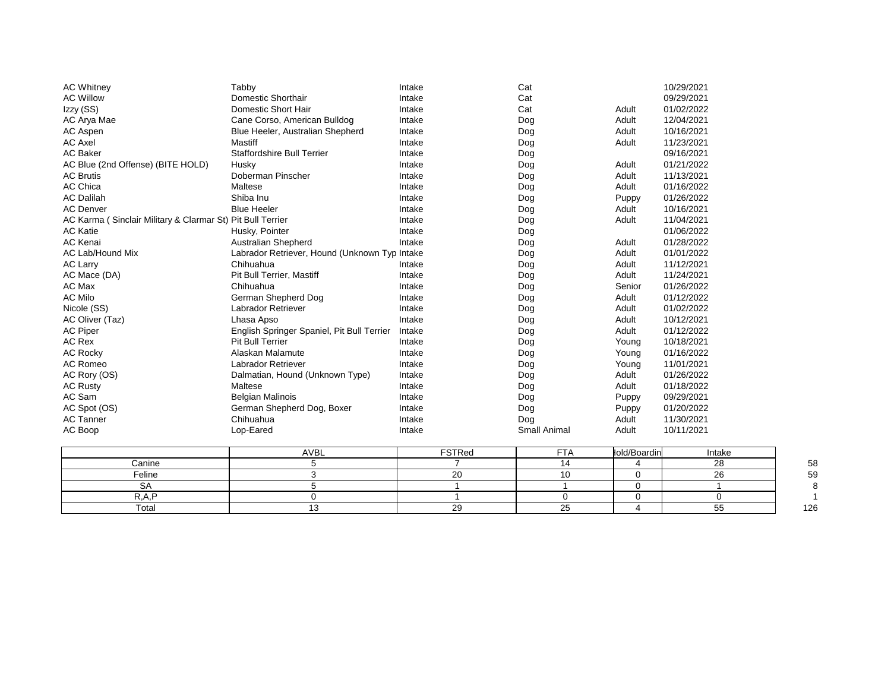| | | | | | |
|---|---|---|---|---|---|
| AC Whitney | Tabby | Intake | Cat | | 10/29/2021 |
| AC Willow | Domestic Shorthair | Intake | Cat | | 09/29/2021 |
| Izzy (SS) | Domestic Short Hair | Intake | Cat | Adult | 01/02/2022 |
| AC Arya Mae | Cane Corso, American Bulldog | Intake | Dog | Adult | 12/04/2021 |
| AC Aspen | Blue Heeler, Australian Shepherd | Intake | Dog | Adult | 10/16/2021 |
| AC Axel | Mastiff | Intake | Dog | Adult | 11/23/2021 |
| AC Baker | Staffordshire Bull Terrier | Intake | Dog | | 09/16/2021 |
| AC Blue (2nd Offense) (BITE HOLD) | Husky | Intake | Dog | Adult | 01/21/2022 |
| AC Brutis | Doberman Pinscher | Intake | Dog | Adult | 11/13/2021 |
| AC Chica | Maltese | Intake | Dog | Adult | 01/16/2022 |
| AC Dalilah | Shiba Inu | Intake | Dog | Puppy | 01/26/2022 |
| AC Denver | Blue Heeler | Intake | Dog | Adult | 10/16/2021 |
| AC Karma ( Sinclair Military & Clarmar St) | Pit Bull Terrier | Intake | Dog | Adult | 11/04/2021 |
| AC Katie | Husky, Pointer | Intake | Dog | | 01/06/2022 |
| AC Kenai | Australian Shepherd | Intake | Dog | Adult | 01/28/2022 |
| AC Lab/Hound Mix | Labrador Retriever, Hound (Unknown Typ | Intake | Dog | Adult | 01/01/2022 |
| AC Larry | Chihuahua | Intake | Dog | Adult | 11/12/2021 |
| AC Mace (DA) | Pit Bull Terrier, Mastiff | Intake | Dog | Adult | 11/24/2021 |
| AC Max | Chihuahua | Intake | Dog | Senior | 01/26/2022 |
| AC Milo | German Shepherd Dog | Intake | Dog | Adult | 01/12/2022 |
| Nicole (SS) | Labrador Retriever | Intake | Dog | Adult | 01/02/2022 |
| AC Oliver (Taz) | Lhasa Apso | Intake | Dog | Adult | 10/12/2021 |
| AC Piper | English Springer Spaniel, Pit Bull Terrier | Intake | Dog | Adult | 01/12/2022 |
| AC Rex | Pit Bull Terrier | Intake | Dog | Young | 10/18/2021 |
| AC Rocky | Alaskan Malamute | Intake | Dog | Young | 01/16/2022 |
| AC Romeo | Labrador Retriever | Intake | Dog | Young | 11/01/2021 |
| AC Rory (OS) | Dalmatian, Hound (Unknown Type) | Intake | Dog | Adult | 01/26/2022 |
| AC Rusty | Maltese | Intake | Dog | Adult | 01/18/2022 |
| AC Sam | Belgian Malinois | Intake | Dog | Puppy | 09/29/2021 |
| AC Spot (OS) | German Shepherd Dog, Boxer | Intake | Dog | Puppy | 01/20/2022 |
| AC Tanner | Chihuahua | Intake | Dog | Adult | 11/30/2021 |
| AC Boop | Lop-Eared | Intake | Small Animal | Adult | 10/11/2021 |

| | AVBL | FSTRed | FTA | Hold/Boardin | Intake | |
|---|---|---|---|---|---|---|
| Canine | 5 | 7 | 14 | 4 | 28 | 58 |
| Feline | 3 | 20 | 10 | 0 | 26 | 59 |
| SA | 5 | 1 | 1 | 0 | 1 | 8 |
| R,A,P | 0 | 1 | 0 | 0 | 0 | 1 |
| Total | 13 | 29 | 25 | 4 | 55 | 126 |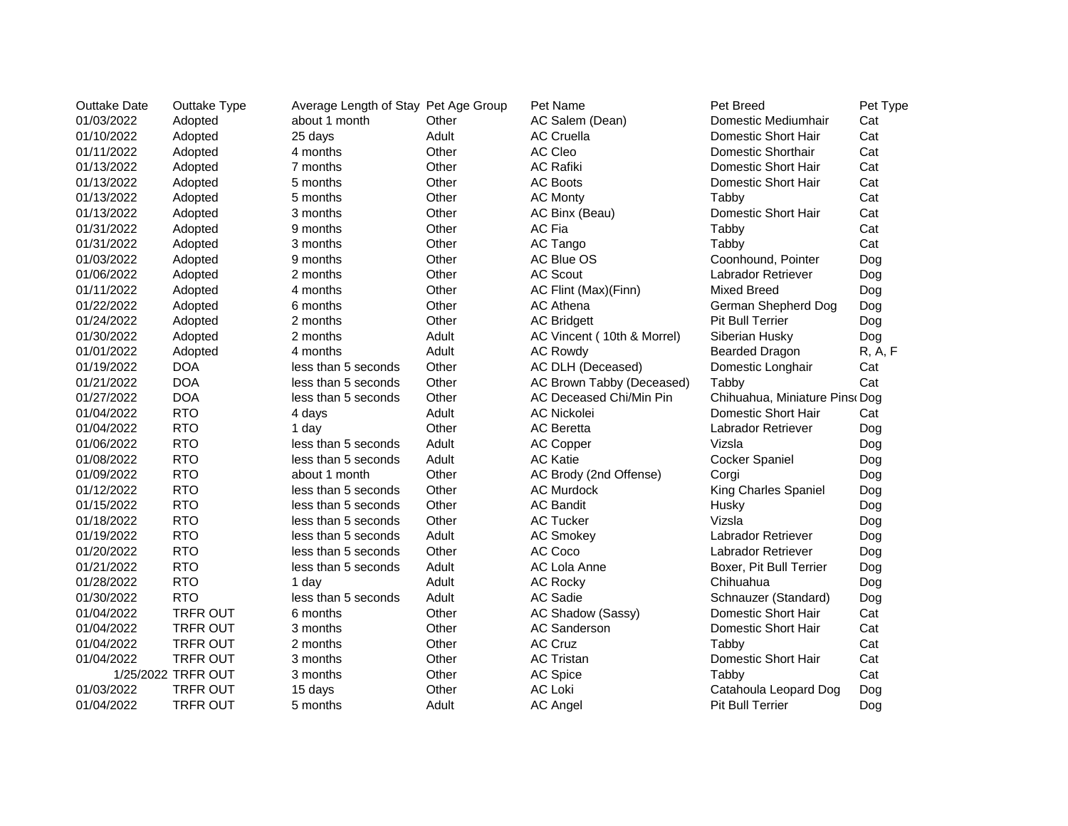| Outtake Date | Outtake Type | Average Length of Stay | Pet Age Group | Pet Name | Pet Breed | Pet Type |
|---|---|---|---|---|---|---|
| 01/03/2022 | Adopted | about 1 month | Other | AC Salem (Dean) | Domestic Mediumhair | Cat |
| 01/10/2022 | Adopted | 25 days | Adult | AC Cruella | Domestic Short Hair | Cat |
| 01/11/2022 | Adopted | 4 months | Other | AC Cleo | Domestic Shorthair | Cat |
| 01/13/2022 | Adopted | 7 months | Other | AC Rafiki | Domestic Short Hair | Cat |
| 01/13/2022 | Adopted | 5 months | Other | AC Boots | Domestic Short Hair | Cat |
| 01/13/2022 | Adopted | 5 months | Other | AC Monty | Tabby | Cat |
| 01/13/2022 | Adopted | 3 months | Other | AC Binx (Beau) | Domestic Short Hair | Cat |
| 01/31/2022 | Adopted | 9 months | Other | AC Fia | Tabby | Cat |
| 01/31/2022 | Adopted | 3 months | Other | AC Tango | Tabby | Cat |
| 01/03/2022 | Adopted | 9 months | Other | AC Blue OS | Coonhound, Pointer | Dog |
| 01/06/2022 | Adopted | 2 months | Other | AC Scout | Labrador Retriever | Dog |
| 01/11/2022 | Adopted | 4 months | Other | AC Flint (Max)(Finn) | Mixed Breed | Dog |
| 01/22/2022 | Adopted | 6 months | Other | AC Athena | German Shepherd Dog | Dog |
| 01/24/2022 | Adopted | 2 months | Other | AC Bridgett | Pit Bull Terrier | Dog |
| 01/30/2022 | Adopted | 2 months | Adult | AC Vincent ( 10th & Morrel) | Siberian Husky | Dog |
| 01/01/2022 | Adopted | 4 months | Adult | AC Rowdy | Bearded Dragon | R, A, F |
| 01/19/2022 | DOA | less than 5 seconds | Other | AC DLH (Deceased) | Domestic Longhair | Cat |
| 01/21/2022 | DOA | less than 5 seconds | Other | AC Brown Tabby (Deceased) | Tabby | Cat |
| 01/27/2022 | DOA | less than 5 seconds | Other | AC Deceased Chi/Min Pin | Chihuahua, Miniature Pins | Dog |
| 01/04/2022 | RTO | 4 days | Adult | AC Nickolei | Domestic Short Hair | Cat |
| 01/04/2022 | RTO | 1 day | Other | AC Beretta | Labrador Retriever | Dog |
| 01/06/2022 | RTO | less than 5 seconds | Adult | AC Copper | Vizsla | Dog |
| 01/08/2022 | RTO | less than 5 seconds | Adult | AC Katie | Cocker Spaniel | Dog |
| 01/09/2022 | RTO | about 1 month | Other | AC Brody (2nd Offense) | Corgi | Dog |
| 01/12/2022 | RTO | less than 5 seconds | Other | AC Murdock | King Charles Spaniel | Dog |
| 01/15/2022 | RTO | less than 5 seconds | Other | AC Bandit | Husky | Dog |
| 01/18/2022 | RTO | less than 5 seconds | Other | AC Tucker | Vizsla | Dog |
| 01/19/2022 | RTO | less than 5 seconds | Adult | AC Smokey | Labrador Retriever | Dog |
| 01/20/2022 | RTO | less than 5 seconds | Other | AC Coco | Labrador Retriever | Dog |
| 01/21/2022 | RTO | less than 5 seconds | Adult | AC Lola Anne | Boxer, Pit Bull Terrier | Dog |
| 01/28/2022 | RTO | 1 day | Adult | AC Rocky | Chihuahua | Dog |
| 01/30/2022 | RTO | less than 5 seconds | Adult | AC Sadie | Schnauzer (Standard) | Dog |
| 01/04/2022 | TRFR OUT | 6 months | Other | AC Shadow (Sassy) | Domestic Short Hair | Cat |
| 01/04/2022 | TRFR OUT | 3 months | Other | AC Sanderson | Domestic Short Hair | Cat |
| 01/04/2022 | TRFR OUT | 2 months | Other | AC Cruz | Tabby | Cat |
| 01/04/2022 | TRFR OUT | 3 months | Other | AC Tristan | Domestic Short Hair | Cat |
| 1/25/2022 | TRFR OUT | 3 months | Other | AC Spice | Tabby | Cat |
| 01/03/2022 | TRFR OUT | 15 days | Other | AC Loki | Catahoula Leopard Dog | Dog |
| 01/04/2022 | TRFR OUT | 5 months | Adult | AC Angel | Pit Bull Terrier | Dog |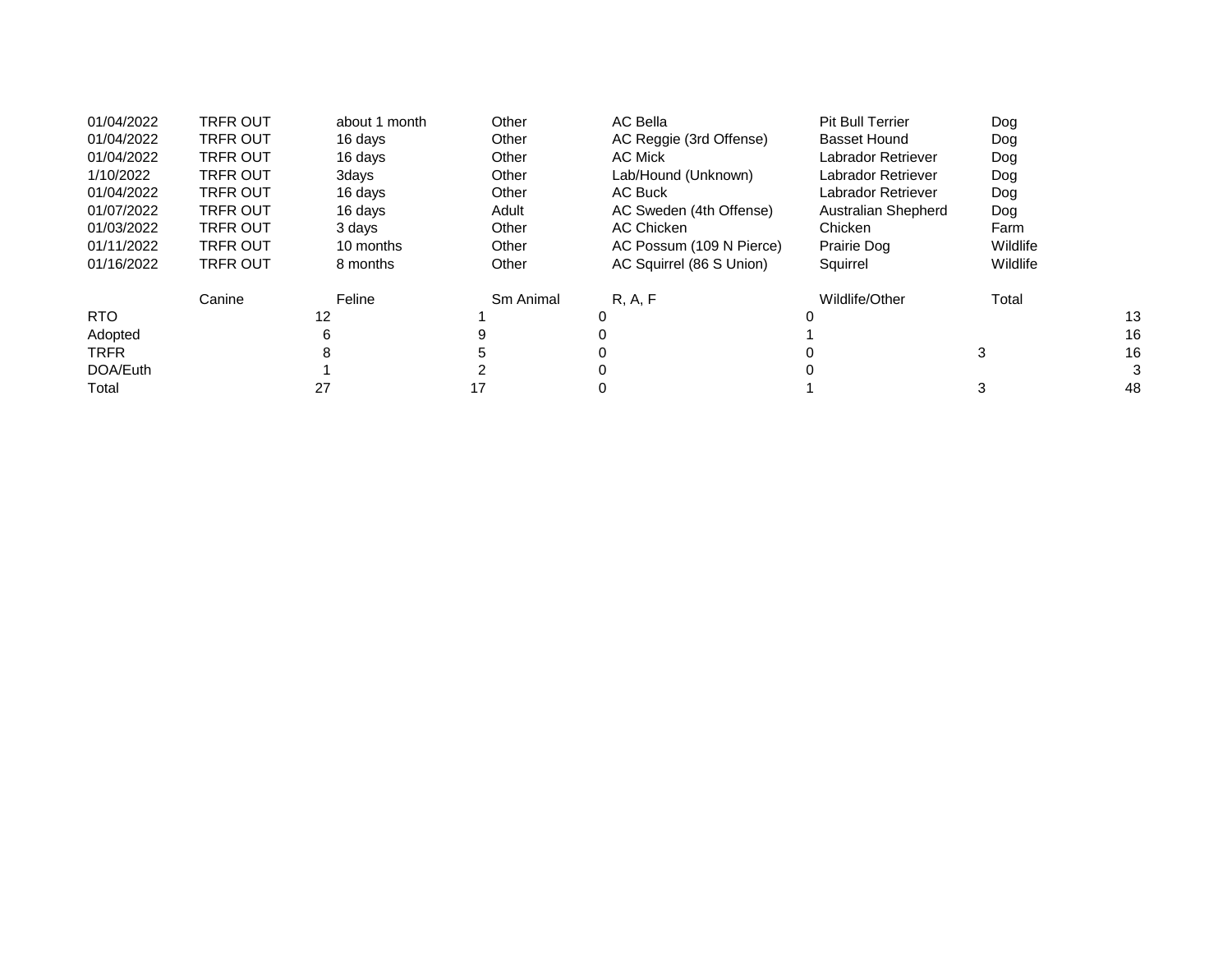| | | | | | | |
|---|---|---|---|---|---|---|
| 01/04/2022 | TRFR OUT | about 1 month | Other | AC Bella | Pit Bull Terrier | Dog |
| 01/04/2022 | TRFR OUT | 16 days | Other | AC Reggie (3rd Offense) | Basset Hound | Dog |
| 01/04/2022 | TRFR OUT | 16 days | Other | AC Mick | Labrador Retriever | Dog |
| 1/10/2022 | TRFR OUT | 3days | Other | Lab/Hound (Unknown) | Labrador Retriever | Dog |
| 01/04/2022 | TRFR OUT | 16 days | Other | AC Buck | Labrador Retriever | Dog |
| 01/07/2022 | TRFR OUT | 16 days | Adult | AC Sweden (4th Offense) | Australian Shepherd | Dog |
| 01/03/2022 | TRFR OUT | 3 days | Other | AC Chicken | Chicken | Farm |
| 01/11/2022 | TRFR OUT | 10 months | Other | AC Possum (109 N Pierce) | Prairie Dog | Wildlife |
| 01/16/2022 | TRFR OUT | 8 months | Other | AC Squirrel (86 S Union) | Squirrel | Wildlife |

| | Canine | Feline | Sm Animal | R, A, F | Wildlife/Other | Total |
|---|---|---|---|---|---|---|
| RTO | 12 | 1 | 0 | 0 | | 13 |
| Adopted | 6 | 9 | 0 | 1 | | 16 |
| TRFR | 8 | 5 | 0 | 0 | 3 | 16 |
| DOA/Euth | 1 | 2 | 0 | 0 | | 3 |
| Total | 27 | 17 | 0 | 1 | 3 | 48 |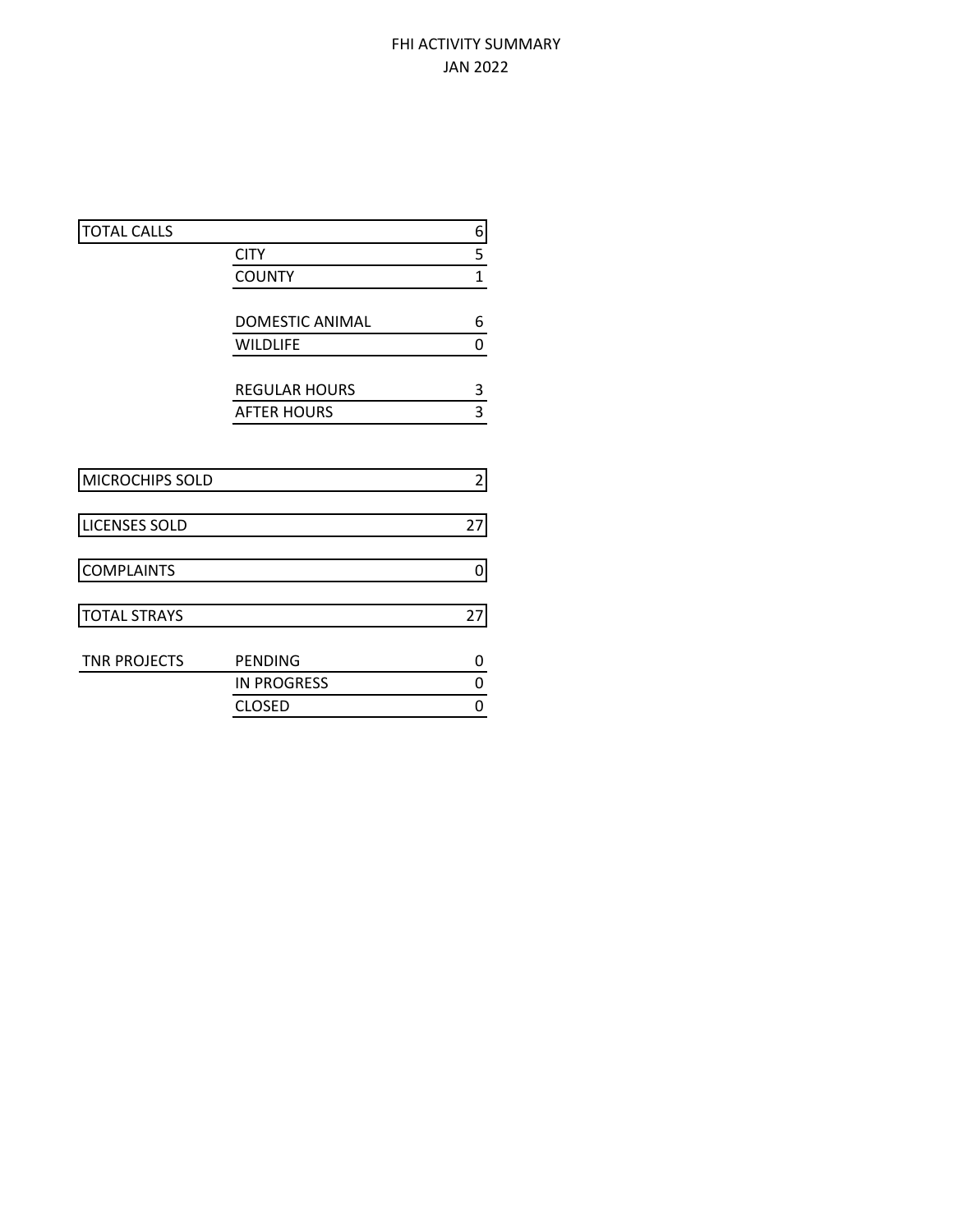# FHI ACTIVITY SUMMARY
## JAN 2022

| | | |
|---|---|---|
| TOTAL CALLS | | 6 |
| | CITY | 5 |
| | COUNTY | 1 |
| | | |
| | DOMESTIC ANIMAL | 6 |
| | WILDLIFE | 0 |
| | | |
| | REGULAR HOURS | 3 |
| | AFTER HOURS | 3 |
| | | |
| MICROCHIPS SOLD | | 2 |
| | | |
| LICENSES SOLD | | 27 |
| | | |
| COMPLAINTS | | 0 |
| | | |
| TOTAL STRAYS | | 27 |
| | | |
| TNR PROJECTS | PENDING | 0 |
| | IN PROGRESS | 0 |
| | CLOSED | 0 |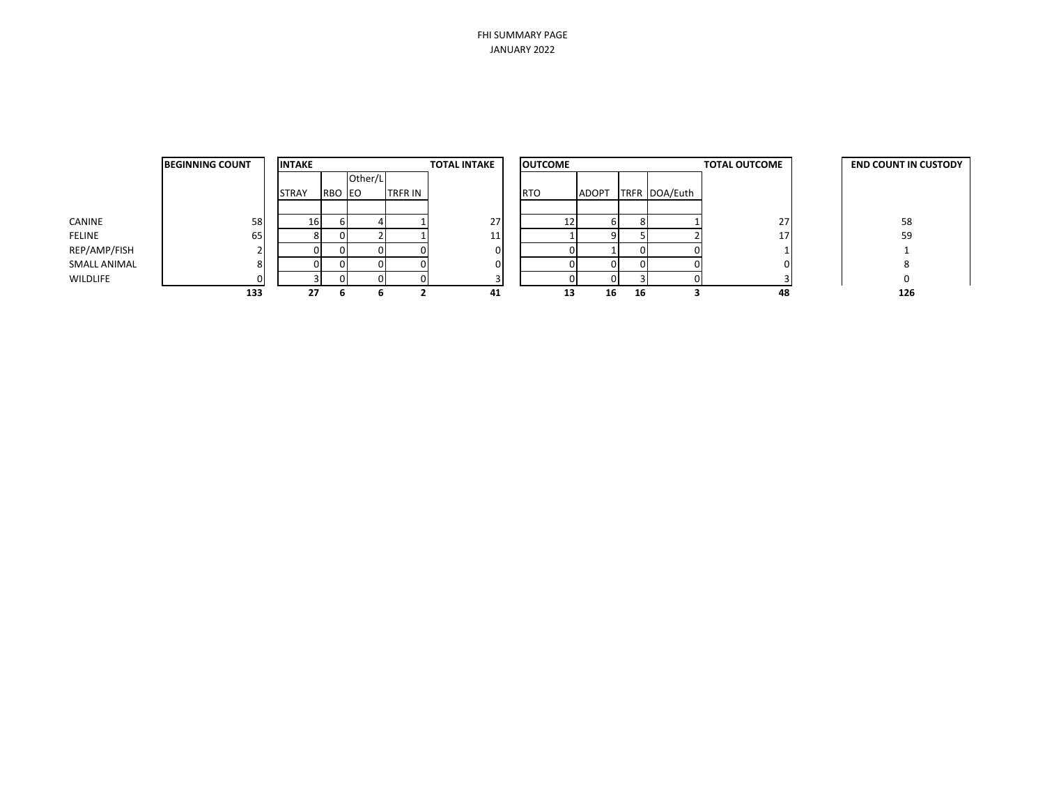FHI SUMMARY PAGE

JANUARY 2022

| | BEGINNING COUNT | INTAKE | | | | TOTAL INTAKE | OUTCOME | | | | TOTAL OUTCOME | END COUNT IN CUSTODY |
|---|---|---|---|---|---|---|---|---|---|---|---|---|
| | | STRAY | RBO | Other/LEO | TRFR IN | | RTO | ADOPT | TRFR | DOA/Euth | | |
| CANINE | 58 | 16 | 6 | 4 | 1 | 27 | 12 | 6 | 8 | 1 | 27 | 58 |
| FELINE | 65 | 8 | 0 | 2 | 1 | 11 | 1 | 9 | 5 | 2 | 17 | 59 |
| REP/AMP/FISH | 2 | 0 | 0 | 0 | 0 | 0 | 0 | 1 | 0 | 0 | 1 | 1 |
| SMALL ANIMAL | 8 | 0 | 0 | 0 | 0 | 0 | 0 | 0 | 0 | 0 | 0 | 8 |
| WILDLIFE | 0 | 3 | 0 | 0 | 0 | 3 | 0 | 0 | 3 | 0 | 3 | 0 |
| | **133** | **27** | **6** | **6** | **2** | **41** | **13** | **16** | **16** | **3** | **48** | **126** |